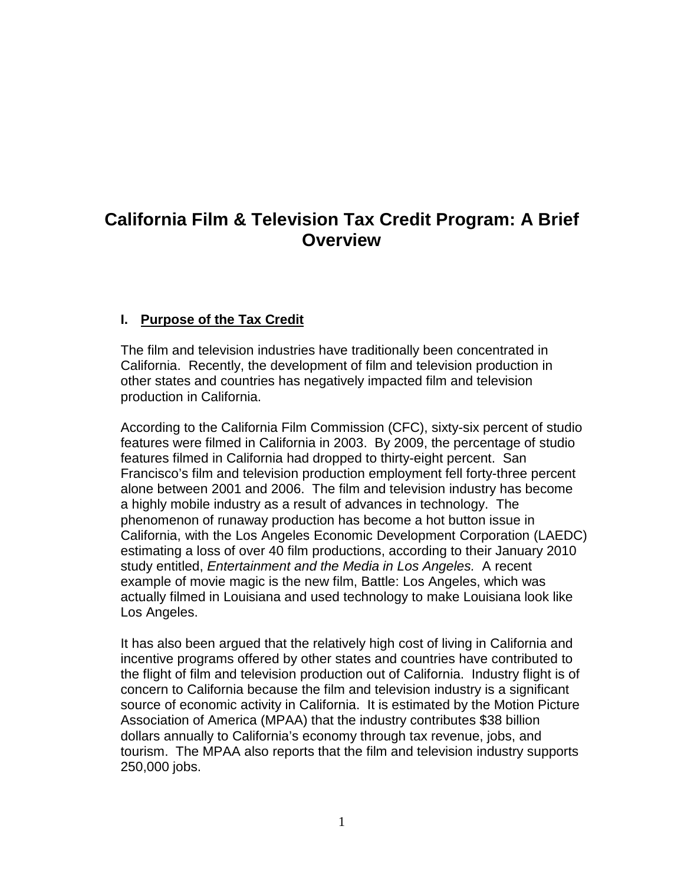# California Film & Television Tax Credit Program: A Brief Overview

## I. <u>Purpose of the Tax Credit</u>

The film and television industries have traditionally been concentrated in California. Recently, the development of film and television production in other states and countries has negatively impacted film and television production in California.

According to the California Film Commission (CFC), sixty-six percent of studio features were filmed in California in 2003. By 2009, the percentage of studio features filmed in California had dropped to thirty-eight percent. San Francisco's film and television production employment fell forty-three percent alone between 2001 and 2006. The film and television industry has become a highly mobile industry as a result of advances in technology. The phenomenon of runaway production has become a hot button issue in California, with the Los Angeles Economic Development Corporation (LAEDC) estimating a loss of over 40 film productions, according to their January 2010 study entitled, *Entertainment and the Media in Los Angeles.* A recent example of movie magic is the new film, Battle: Los Angeles, which was actually filmed in Louisiana and used technology to make Louisiana look like Los Angeles.

It has also been argued that the relatively high cost of living in California and incentive programs offered by other states and countries have contributed to the flight of film and television production out of California. Industry flight is of concern to California because the film and television industry is a significant source of economic activity in California. It is estimated by the Motion Picture Association of America (MPAA) that the industry contributes $38 billion dollars annually to California's economy through tax revenue, jobs, and tourism. The MPAA also reports that the film and television industry supports 250,000 jobs.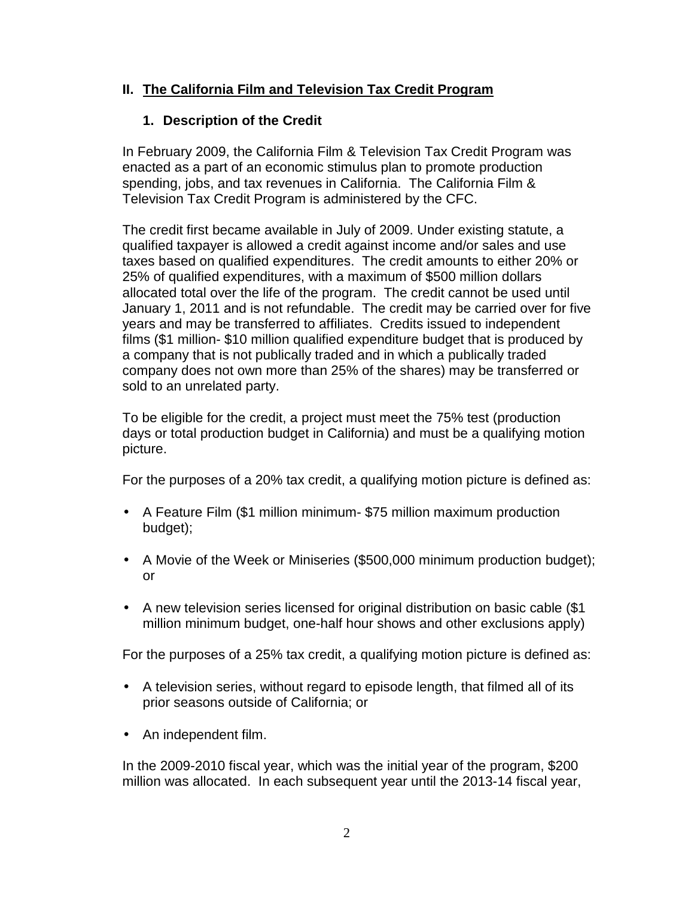## II. The California Film and Television Tax Credit Program

### 1. Description of the Credit

In February 2009, the California Film & Television Tax Credit Program was enacted as a part of an economic stimulus plan to promote production spending, jobs, and tax revenues in California. The California Film & Television Tax Credit Program is administered by the CFC.

The credit first became available in July of 2009. Under existing statute, a qualified taxpayer is allowed a credit against income and/or sales and use taxes based on qualified expenditures. The credit amounts to either 20% or 25% of qualified expenditures, with a maximum of $500 million dollars allocated total over the life of the program. The credit cannot be used until January 1, 2011 and is not refundable. The credit may be carried over for five years and may be transferred to affiliates. Credits issued to independent films ($1 million- $10 million qualified expenditure budget that is produced by a company that is not publically traded and in which a publically traded company does not own more than 25% of the shares) may be transferred or sold to an unrelated party.

To be eligible for the credit, a project must meet the 75% test (production days or total production budget in California) and must be a qualifying motion picture.

For the purposes of a 20% tax credit, a qualifying motion picture is defined as:

- A Feature Film ($1 million minimum- $75 million maximum production budget);
- A Movie of the Week or Miniseries ($500,000 minimum production budget); or
- A new television series licensed for original distribution on basic cable ($1 million minimum budget, one-half hour shows and other exclusions apply)

For the purposes of a 25% tax credit, a qualifying motion picture is defined as:

- A television series, without regard to episode length, that filmed all of its prior seasons outside of California; or
- An independent film.

In the 2009-2010 fiscal year, which was the initial year of the program, $200 million was allocated. In each subsequent year until the 2013-14 fiscal year,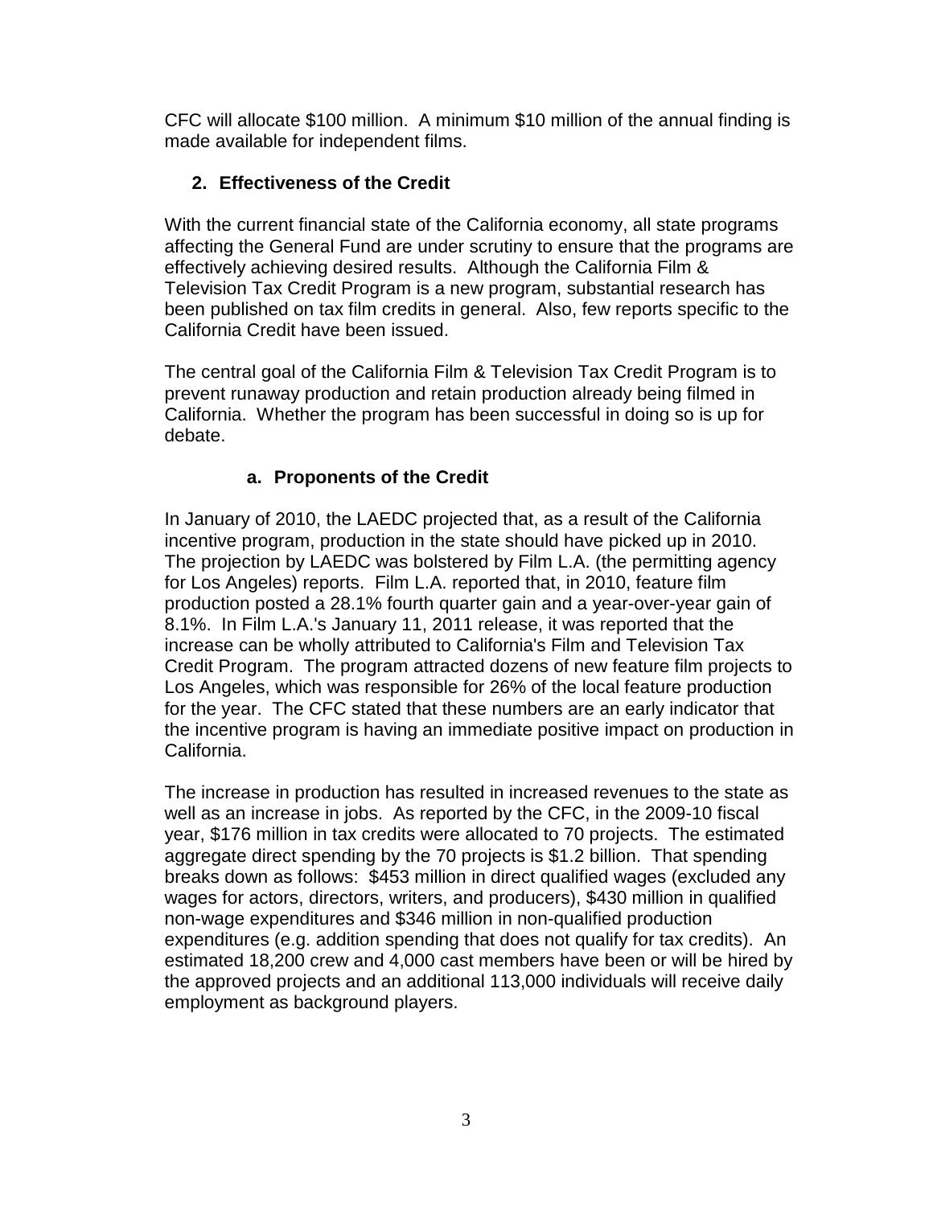CFC will allocate $100 million. A minimum $10 million of the annual finding is made available for independent films.

## 2. Effectiveness of the Credit

With the current financial state of the California economy, all state programs affecting the General Fund are under scrutiny to ensure that the programs are effectively achieving desired results. Although the California Film & Television Tax Credit Program is a new program, substantial research has been published on tax film credits in general. Also, few reports specific to the California Credit have been issued.

The central goal of the California Film & Television Tax Credit Program is to prevent runaway production and retain production already being filmed in California. Whether the program has been successful in doing so is up for debate.

### a. Proponents of the Credit

In January of 2010, the LAEDC projected that, as a result of the California incentive program, production in the state should have picked up in 2010. The projection by LAEDC was bolstered by Film L.A. (the permitting agency for Los Angeles) reports. Film L.A. reported that, in 2010, feature film production posted a 28.1% fourth quarter gain and a year-over-year gain of 8.1%. In Film L.A.'s January 11, 2011 release, it was reported that the increase can be wholly attributed to California's Film and Television Tax Credit Program. The program attracted dozens of new feature film projects to Los Angeles, which was responsible for 26% of the local feature production for the year. The CFC stated that these numbers are an early indicator that the incentive program is having an immediate positive impact on production in California.

The increase in production has resulted in increased revenues to the state as well as an increase in jobs. As reported by the CFC, in the 2009-10 fiscal year, $176 million in tax credits were allocated to 70 projects. The estimated aggregate direct spending by the 70 projects is $1.2 billion. That spending breaks down as follows: $453 million in direct qualified wages (excluded any wages for actors, directors, writers, and producers), $430 million in qualified non-wage expenditures and $346 million in non-qualified production expenditures (e.g. addition spending that does not qualify for tax credits). An estimated 18,200 crew and 4,000 cast members have been or will be hired by the approved projects and an additional 113,000 individuals will receive daily employment as background players.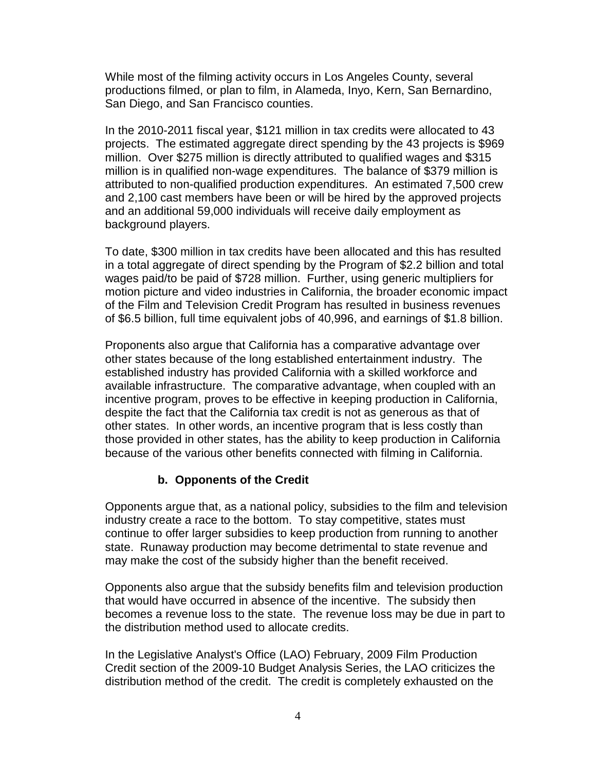While most of the filming activity occurs in Los Angeles County, several productions filmed, or plan to film, in Alameda, Inyo, Kern, San Bernardino, San Diego, and San Francisco counties.

In the 2010-2011 fiscal year, $121 million in tax credits were allocated to 43 projects. The estimated aggregate direct spending by the 43 projects is $969 million. Over $275 million is directly attributed to qualified wages and $315 million is in qualified non-wage expenditures. The balance of $379 million is attributed to non-qualified production expenditures. An estimated 7,500 crew and 2,100 cast members have been or will be hired by the approved projects and an additional 59,000 individuals will receive daily employment as background players.

To date, $300 million in tax credits have been allocated and this has resulted in a total aggregate of direct spending by the Program of $2.2 billion and total wages paid/to be paid of $728 million. Further, using generic multipliers for motion picture and video industries in California, the broader economic impact of the Film and Television Credit Program has resulted in business revenues of $6.5 billion, full time equivalent jobs of 40,996, and earnings of $1.8 billion.

Proponents also argue that California has a comparative advantage over other states because of the long established entertainment industry. The established industry has provided California with a skilled workforce and available infrastructure. The comparative advantage, when coupled with an incentive program, proves to be effective in keeping production in California, despite the fact that the California tax credit is not as generous as that of other states. In other words, an incentive program that is less costly than those provided in other states, has the ability to keep production in California because of the various other benefits connected with filming in California.

**b. Opponents of the Credit**

Opponents argue that, as a national policy, subsidies to the film and television industry create a race to the bottom. To stay competitive, states must continue to offer larger subsidies to keep production from running to another state. Runaway production may become detrimental to state revenue and may make the cost of the subsidy higher than the benefit received.

Opponents also argue that the subsidy benefits film and television production that would have occurred in absence of the incentive. The subsidy then becomes a revenue loss to the state. The revenue loss may be due in part to the distribution method used to allocate credits.

In the Legislative Analyst's Office (LAO) February, 2009 Film Production Credit section of the 2009-10 Budget Analysis Series, the LAO criticizes the distribution method of the credit. The credit is completely exhausted on the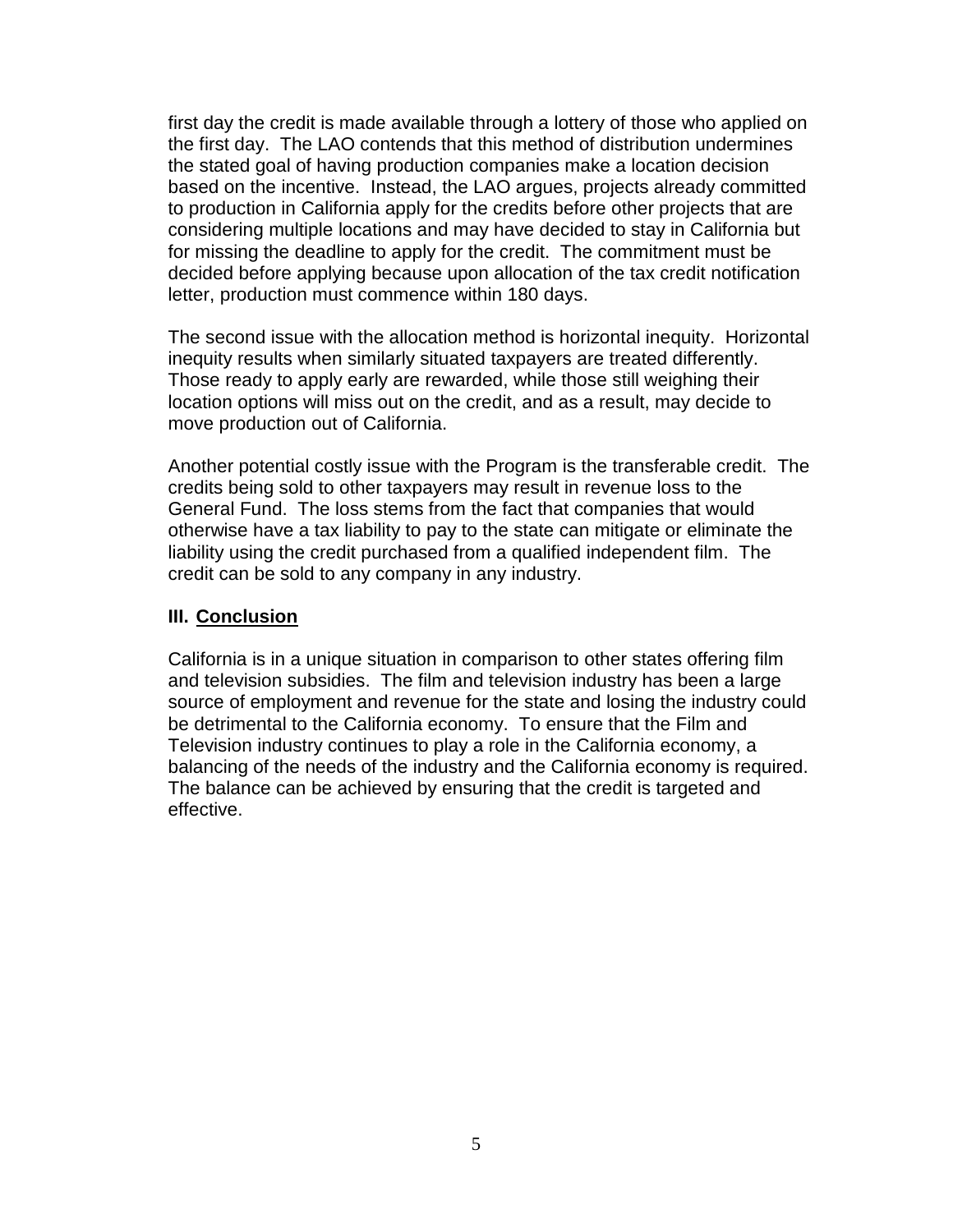first day the credit is made available through a lottery of those who applied on the first day. The LAO contends that this method of distribution undermines the stated goal of having production companies make a location decision based on the incentive. Instead, the LAO argues, projects already committed to production in California apply for the credits before other projects that are considering multiple locations and may have decided to stay in California but for missing the deadline to apply for the credit. The commitment must be decided before applying because upon allocation of the tax credit notification letter, production must commence within 180 days.

The second issue with the allocation method is horizontal inequity. Horizontal inequity results when similarly situated taxpayers are treated differently. Those ready to apply early are rewarded, while those still weighing their location options will miss out on the credit, and as a result, may decide to move production out of California.

Another potential costly issue with the Program is the transferable credit. The credits being sold to other taxpayers may result in revenue loss to the General Fund. The loss stems from the fact that companies that would otherwise have a tax liability to pay to the state can mitigate or eliminate the liability using the credit purchased from a qualified independent film. The credit can be sold to any company in any industry.

## III. <u>Conclusion</u>

California is in a unique situation in comparison to other states offering film and television subsidies. The film and television industry has been a large source of employment and revenue for the state and losing the industry could be detrimental to the California economy. To ensure that the Film and Television industry continues to play a role in the California economy, a balancing of the needs of the industry and the California economy is required. The balance can be achieved by ensuring that the credit is targeted and effective.